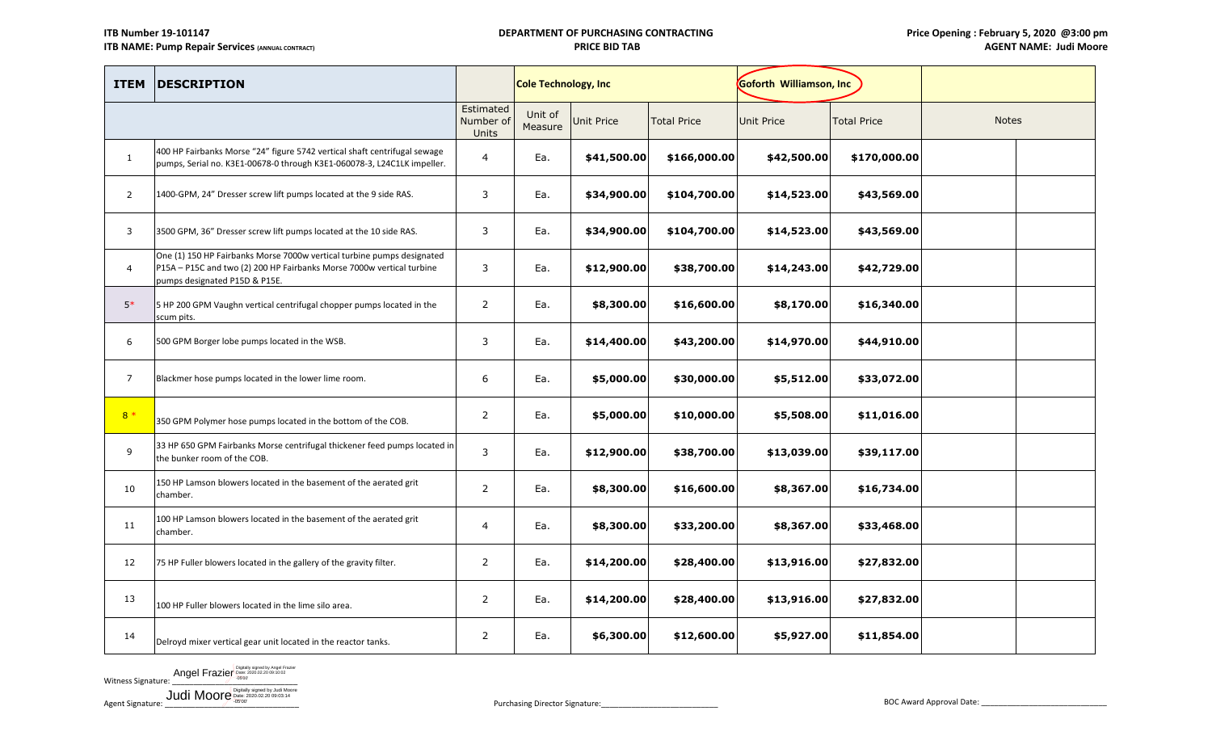**ITB Number 19-101147**
**ITB NAME: Pump Repair Services (ANNUAL CONTRACT)**

**DEPARTMENT OF PURCHASING CONTRACTING**
**PRICE BID TAB**

**Price Opening : February 5, 2020 @3:00 pm**
**AGENT NAME: Judi Moore**

| ITEM | DESCRIPTION | | Cole Technology, Inc | | | Goforth Williamson, Inc | | Notes | |
|---|---|---|---|---|---|---|---|---|---|
| | | Estimated Number of Units | Unit of Measure | Unit Price | Total Price | Unit Price | Total Price | Notes | |
| 1 | 400 HP Fairbanks Morse "24" figure 5742 vertical shaft centrifugal sewage pumps, Serial no. K3E1-00678-0 through K3E1-060078-3, L24C1LK impeller. | 4 | Ea. | **$41,500.00** | **$166,000.00** | **$42,500.00** | **$170,000.00** | | |
| 2 | 1400-GPM, 24" Dresser screw lift pumps located at the 9 side RAS. | 3 | Ea. | **$34,900.00** | **$104,700.00** | **$14,523.00** | **$43,569.00** | | |
| 3 | 3500 GPM, 36" Dresser screw lift pumps located at the 10 side RAS. | 3 | Ea. | **$34,900.00** | **$104,700.00** | **$14,523.00** | **$43,569.00** | | |
| 4 | One (1) 150 HP Fairbanks Morse 7000w vertical turbine pumps designated P15A – P15C and two (2) 200 HP Fairbanks Morse 7000w vertical turbine pumps designated P15D & P15E. | 3 | Ea. | **$12,900.00** | **$38,700.00** | **$14,243.00** | **$42,729.00** | | |
| 5* | 5 HP 200 GPM Vaughn vertical centrifugal chopper pumps located in the scum pits. | 2 | Ea. | **$8,300.00** | **$16,600.00** | **$8,170.00** | **$16,340.00** | | |
| 6 | 500 GPM Borger lobe pumps located in the WSB. | 3 | Ea. | **$14,400.00** | **$43,200.00** | **$14,970.00** | **$44,910.00** | | |
| 7 | Blackmer hose pumps located in the lower lime room. | 6 | Ea. | **$5,000.00** | **$30,000.00** | **$5,512.00** | **$33,072.00** | | |
| 8 * | 350 GPM Polymer hose pumps located in the bottom of the COB. | 2 | Ea. | **$5,000.00** | **$10,000.00** | **$5,508.00** | **$11,016.00** | | |
| 9 | 33 HP 650 GPM Fairbanks Morse centrifugal thickener feed pumps located in the bunker room of the COB. | 3 | Ea. | **$12,900.00** | **$38,700.00** | **$13,039.00** | **$39,117.00** | | |
| 10 | 150 HP Lamson blowers located in the basement of the aerated grit chamber. | 2 | Ea. | **$8,300.00** | **$16,600.00** | **$8,367.00** | **$16,734.00** | | |
| 11 | 100 HP Lamson blowers located in the basement of the aerated grit chamber. | 4 | Ea. | **$8,300.00** | **$33,200.00** | **$8,367.00** | **$33,468.00** | | |
| 12 | 75 HP Fuller blowers located in the gallery of the gravity filter. | 2 | Ea. | **$14,200.00** | **$28,400.00** | **$13,916.00** | **$27,832.00** | | |
| 13 | 100 HP Fuller blowers located in the lime silo area. | 2 | Ea. | **$14,200.00** | **$28,400.00** | **$13,916.00** | **$27,832.00** | | |
| 14 | Delroyd mixer vertical gear unit located in the reactor tanks. | 2 | Ea. | **$6,300.00** | **$12,600.00** | **$5,927.00** | **$11,854.00** | | |

Witness Signature: Angel Frazier (Digitally signed by Angel Frazier Date: 2020.02.20 09:10:02 -05'00')

Agent Signature: Judi Moore (Digitally signed by Judi Moore Date: 2020.02.20 09:03:14 -05'00')

Purchasing Director Signature:____________________________

BOC Award Approval Date: ____________________________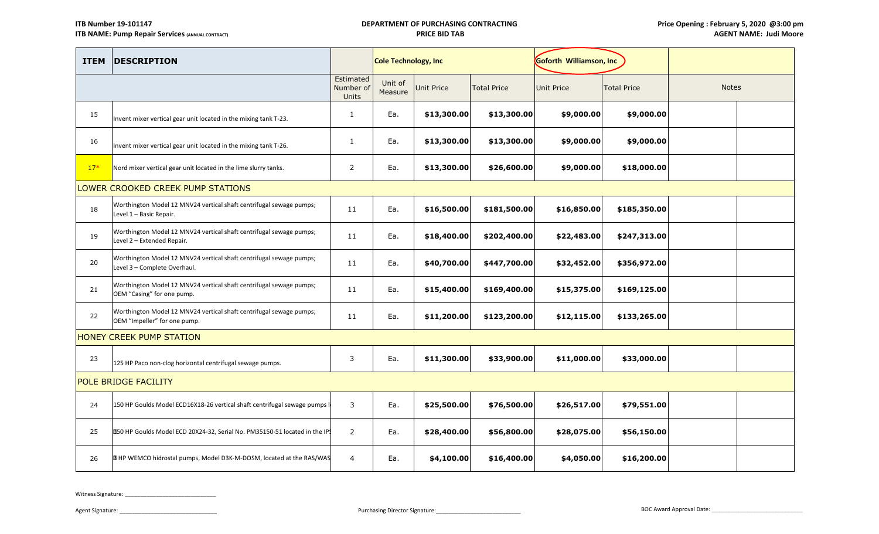**ITB Number 19-101147**
**ITB NAME: Pump Repair Services** (ANNUAL CONTRACT)

**DEPARTMENT OF PURCHASING CONTRACTING**
**PRICE BID TAB**

**Price Opening : February 5, 2020 @3:00 pm**
**AGENT NAME: Judi Moore**

| ITEM | DESCRIPTION | | Cole Technology, Inc | | | Goforth Williamson, Inc | | Notes | |
|---|---|---|---|---|---|---|---|---|---|
| | | Estimated Number of Units | Unit of Measure | Unit Price | Total Price | Unit Price | Total Price | Notes | |
| 15 | Invent mixer vertical gear unit located in the mixing tank T-23. | 1 | Ea. | **$13,300.00** | **$13,300.00** | **$9,000.00** | **$9,000.00** | | |
| 16 | Invent mixer vertical gear unit located in the mixing tank T-26. | 1 | Ea. | **$13,300.00** | **$13,300.00** | **$9,000.00** | **$9,000.00** | | |
| 17* | Nord mixer vertical gear unit located in the lime slurry tanks. | 2 | Ea. | **$13,300.00** | **$26,600.00** | **$9,000.00** | **$18,000.00** | | |
| LOWER CROOKED CREEK PUMP STATIONS | | | | | | | | | |
| 18 | Worthington Model 12 MNV24 vertical shaft centrifugal sewage pumps; Level 1 – Basic Repair. | 11 | Ea. | **$16,500.00** | **$181,500.00** | **$16,850.00** | **$185,350.00** | | |
| 19 | Worthington Model 12 MNV24 vertical shaft centrifugal sewage pumps; Level 2 – Extended Repair. | 11 | Ea. | **$18,400.00** | **$202,400.00** | **$22,483.00** | **$247,313.00** | | |
| 20 | Worthington Model 12 MNV24 vertical shaft centrifugal sewage pumps; Level 3 – Complete Overhaul. | 11 | Ea. | **$40,700.00** | **$447,700.00** | **$32,452.00** | **$356,972.00** | | |
| 21 | Worthington Model 12 MNV24 vertical shaft centrifugal sewage pumps; OEM "Casing" for one pump. | 11 | Ea. | **$15,400.00** | **$169,400.00** | **$15,375.00** | **$169,125.00** | | |
| 22 | Worthington Model 12 MNV24 vertical shaft centrifugal sewage pumps; OEM "Impeller" for one pump. | 11 | Ea. | **$11,200.00** | **$123,200.00** | **$12,115.00** | **$133,265.00** | | |
| HONEY CREEK PUMP STATION | | | | | | | | | |
| 23 | 125 HP Paco non-clog horizontal centrifugal sewage pumps. | 3 | Ea. | **$11,300.00** | **$33,900.00** | **$11,000.00** | **$33,000.00** | | |
| POLE BRIDGE FACILITY | | | | | | | | | |
| 24 | 150 HP Goulds Model ECD16X18-26 vertical shaft centrifugal sewage pumps l | 3 | Ea. | **$25,500.00** | **$76,500.00** | **$26,517.00** | **$79,551.00** | | |
| 25 | 150 HP Goulds Model ECD 20X24-32, Serial No. PM35150-51 located in the IPS | 2 | Ea. | **$28,400.00** | **$56,800.00** | **$28,075.00** | **$56,150.00** | | |
| 26 | 3 HP WEMCO hidrostal pumps, Model D3K-M-DOSM, located at the RAS/WAS | 4 | Ea. | **$4,100.00** | **$16,400.00** | **$4,050.00** | **$16,200.00** | | |

Witness Signature: ____________________________

Agent Signature: ____________________________

Purchasing Director Signature: ____________________________

BOC Award Approval Date: ____________________________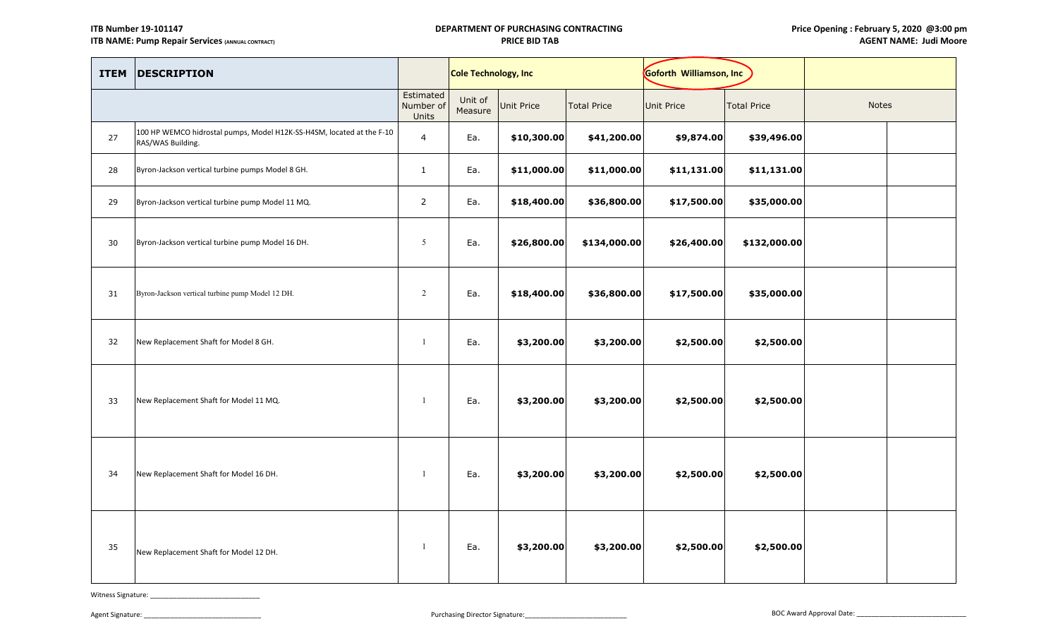ITB Number 19-101147
ITB NAME: Pump Repair Services (ANNUAL CONTRACT)

DEPARTMENT OF PURCHASING CONTRACTING
PRICE BID TAB

Price Opening : February 5, 2020 @3:00 pm
AGENT NAME: Judi Moore

| ITEM | DESCRIPTION | | Cole Technology, Inc | | | Goforth Williamson, Inc | | | |
|---|---|---|---|---|---|---|---|---|---|
| | | Estimated Number of Units | Unit of Measure | Unit Price | Total Price | Unit Price | Total Price | Notes | |
| 27 | 100 HP WEMCO hidrostal pumps, Model H12K-SS-H4SM, located at the F-10 RAS/WAS Building. | 4 | Ea. | $10,300.00 | $41,200.00 | $9,874.00 | $39,496.00 | | |
| 28 | Byron-Jackson vertical turbine pumps Model 8 GH. | 1 | Ea. | $11,000.00 | $11,000.00 | $11,131.00 | $11,131.00 | | |
| 29 | Byron-Jackson vertical turbine pump Model 11 MQ. | 2 | Ea. | $18,400.00 | $36,800.00 | $17,500.00 | $35,000.00 | | |
| 30 | Byron-Jackson vertical turbine pump Model 16 DH. | 5 | Ea. | $26,800.00 | $134,000.00 | $26,400.00 | $132,000.00 | | |
| 31 | Byron-Jackson vertical turbine pump Model 12 DH. | 2 | Ea. | $18,400.00 | $36,800.00 | $17,500.00 | $35,000.00 | | |
| 32 | New Replacement Shaft for Model 8 GH. | 1 | Ea. | $3,200.00 | $3,200.00 | $2,500.00 | $2,500.00 | | |
| 33 | New Replacement Shaft for Model 11 MQ. | 1 | Ea. | $3,200.00 | $3,200.00 | $2,500.00 | $2,500.00 | | |
| 34 | New Replacement Shaft for Model 16 DH. | 1 | Ea. | $3,200.00 | $3,200.00 | $2,500.00 | $2,500.00 | | |
| 35 | New Replacement Shaft for Model 12 DH. | 1 | Ea. | $3,200.00 | $3,200.00 | $2,500.00 | $2,500.00 | | |

Witness Signature: ____________________________

Agent Signature: ______________________________

Purchasing Director Signature:___________________________

BOC Award Approval Date: ____________________________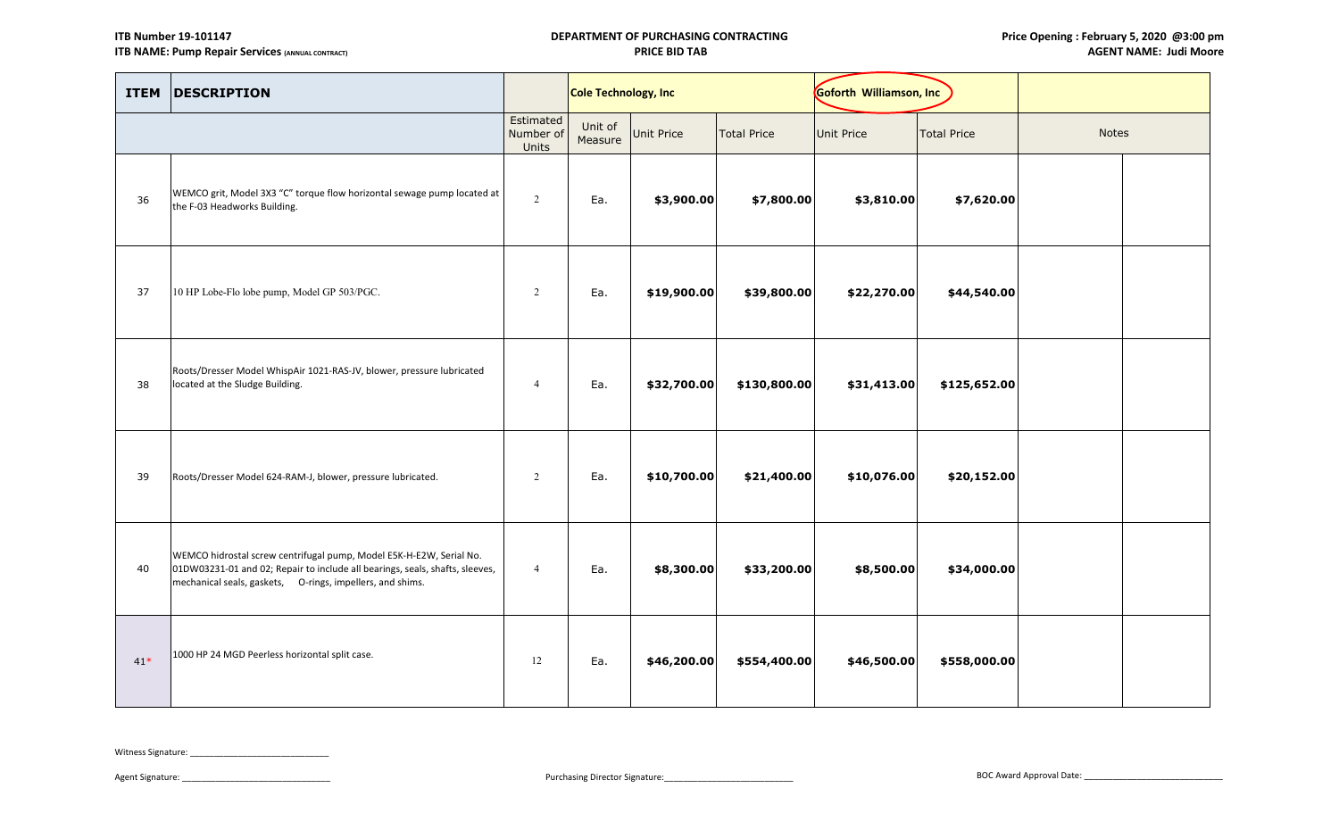**ITB Number 19-101147**
**ITB NAME: Pump Repair Services** (ANNUAL CONTRACT)

**DEPARTMENT OF PURCHASING CONTRACTING**
**PRICE BID TAB**

**Price Opening : February 5, 2020 @3:00 pm**
**AGENT NAME: Judi Moore**

| ITEM | DESCRIPTION | | Cole Technology, Inc | | | Goforth Williamson, Inc | | | |
|---|---|---|---|---|---|---|---|---|---|
| | | Estimated Number of Units | Unit of Measure | Unit Price | Total Price | Unit Price | Total Price | Notes | |
| 36 | WEMCO grit, Model 3X3 "C" torque flow horizontal sewage pump located at the F-03 Headworks Building. | 2 | Ea. | $3,900.00 | $7,800.00 | $3,810.00 | $7,620.00 | | |
| 37 | 10 HP Lobe-Flo lobe pump, Model GP 503/PGC. | 2 | Ea. | $19,900.00 | $39,800.00 | $22,270.00 | $44,540.00 | | |
| 38 | Roots/Dresser Model WhispAir 1021-RAS-JV, blower, pressure lubricated located at the Sludge Building. | 4 | Ea. | $32,700.00 | $130,800.00 | $31,413.00 | $125,652.00 | | |
| 39 | Roots/Dresser Model 624-RAM-J, blower, pressure lubricated. | 2 | Ea. | $10,700.00 | $21,400.00 | $10,076.00 | $20,152.00 | | |
| 40 | WEMCO hidrostal screw centrifugal pump, Model E5K-H-E2W, Serial No. 01DW03231-01 and 02; Repair to include all bearings, seals, shafts, sleeves, mechanical seals, gaskets, O-rings, impellers, and shims. | 4 | Ea. | $8,300.00 | $33,200.00 | $8,500.00 | $34,000.00 | | |
| 41* | 1000 HP 24 MGD Peerless horizontal split case. | 12 | Ea. | $46,200.00 | $554,400.00 | $46,500.00 | $558,000.00 | | |

Witness Signature: ____________________________

Agent Signature: ____________________________

Purchasing Director Signature: ____________________________

BOC Award Approval Date: ____________________________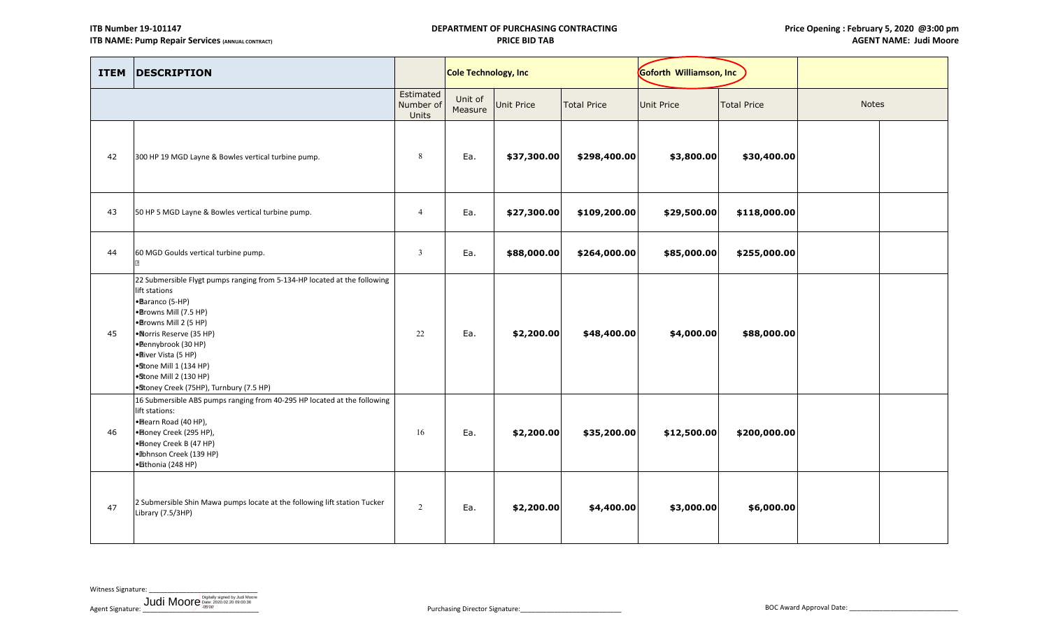**ITB Number 19-101147**
**ITB NAME: Pump Repair Services (ANNUAL CONTRACT)**

**DEPARTMENT OF PURCHASING CONTRACTING**
**PRICE BID TAB**

**Price Opening : February 5, 2020 @3:00 pm**
**AGENT NAME: Judi Moore**

| ITEM | DESCRIPTION | | Cole Technology, Inc | | | Goforth Williamson, Inc | | | |
|---|---|---|---|---|---|---|---|---|---|
| | | Estimated Number of Units | Unit of Measure | Unit Price | Total Price | Unit Price | Total Price | Notes | |
| 42 | 300 HP 19 MGD Layne & Bowles vertical turbine pump. | 8 | Ea. | **$37,300.00** | **$298,400.00** | **$3,800.00** | **$30,400.00** | | |
| 43 | 50 HP 5 MGD Layne & Bowles vertical turbine pump. | 4 | Ea. | **$27,300.00** | **$109,200.00** | **$29,500.00** | **$118,000.00** | | |
| 44 | 60 MGD Goulds vertical turbine pump. | 3 | Ea. | **$88,000.00** | **$264,000.00** | **$85,000.00** | **$255,000.00** | | |
| 45 | 22 Submersible Flygt pumps ranging from 5-134-HP located at the following lift stations<br>• Baranco (5-HP)<br>• Browns Mill (7.5 HP)<br>• Browns Mill 2 (5 HP)<br>• Norris Reserve (35 HP)<br>• Pennybrook (30 HP)<br>• River Vista (5 HP)<br>• Stone Mill 1 (134 HP)<br>• Stone Mill 2 (130 HP)<br>• Stoney Creek (75HP), Turnbury (7.5 HP) | 22 | Ea. | **$2,200.00** | **$48,400.00** | **$4,000.00** | **$88,000.00** | | |
| 46 | 16 Submersible ABS pumps ranging from 40-295 HP located at the following lift stations:<br>• Hearn Road (40 HP),<br>• Honey Creek (295 HP),<br>• Honey Creek B (47 HP)<br>• Johnson Creek (139 HP)<br>• Lithonia (248 HP) | 16 | Ea. | **$2,200.00** | **$35,200.00** | **$12,500.00** | **$200,000.00** | | |
| 47 | 2 Submersible Shin Mawa pumps locate at the following lift station Tucker Library (7.5/3HP) | 2 | Ea. | **$2,200.00** | **$4,400.00** | **$3,000.00** | **$6,000.00** | | |

Witness Signature: ______________________________

Agent Signature: Judi Moore (Digitally signed by Judi Moore Date: 2020.02.20 09:00:36 -05'00')

Purchasing Director Signature: ______________________________

BOC Award Approval Date: ______________________________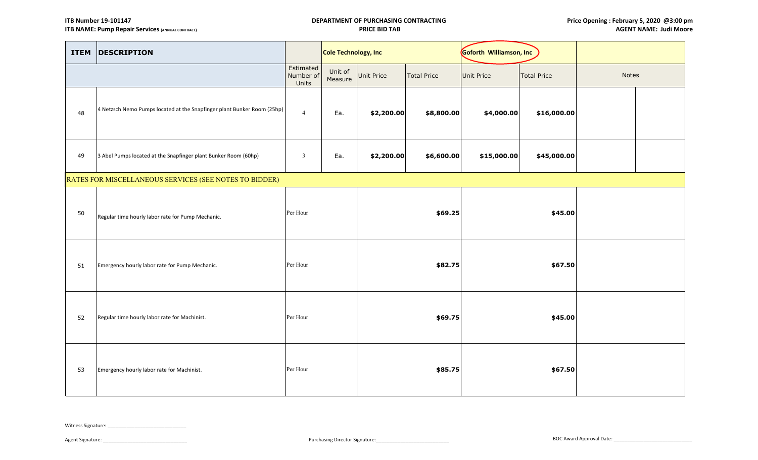**ITB Number 19-101147**
**ITB NAME: Pump Repair Services** (ANNUAL CONTRACT)

**DEPARTMENT OF PURCHASING CONTRACTING**
**PRICE BID TAB**

**Price Opening : February 5, 2020 @3:00 pm**
**AGENT NAME: Judi Moore**

| ITEM | DESCRIPTION | | Cole Technology, Inc | | | Goforth Williamson, Inc | | | |
|---|---|---|---|---|---|---|---|---|---|
| | | Estimated Number of Units | Unit of Measure | Unit Price | Total Price | Unit Price | Total Price | Notes | |
| 48 | 4 Netzsch Nemo Pumps located at the Snapfinger plant Bunker Room (25hp) | 4 | Ea. | $2,200.00 | $8,800.00 | $4,000.00 | $16,000.00 | | |
| 49 | 3 Abel Pumps located at the Snapfinger plant Bunker Room (60hp) | 3 | Ea. | $2,200.00 | $6,600.00 | $15,000.00 | $45,000.00 | | |
| RATES FOR MISCELLANEOUS SERVICES (SEE NOTES TO BIDDER) | | | | | | | | | |
| 50 | Regular time hourly labor rate for Pump Mechanic. | Per Hour | | | $69.25 | | $45.00 | | |
| 51 | Emergency hourly labor rate for Pump Mechanic. | Per Hour | | | $82.75 | | $67.50 | | |
| 52 | Regular time hourly labor rate for Machinist. | Per Hour | | | $69.75 | | $45.00 | | |
| 53 | Emergency hourly labor rate for Machinist. | Per Hour | | | $85.75 | | $67.50 | | |

Witness Signature: ______________________________

Agent Signature: ______________________________

Purchasing Director Signature: ____________________________

BOC Award Approval Date: ______________________________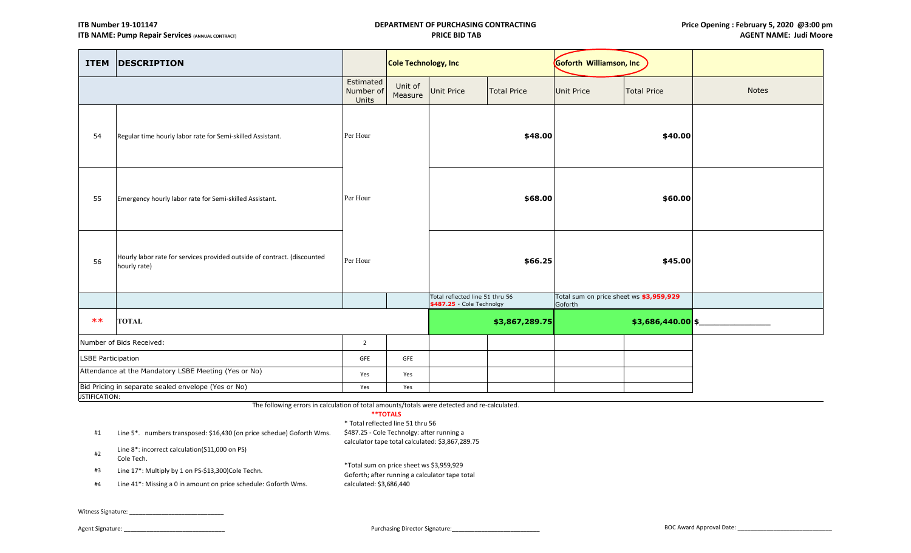**ITB Number 19-101147**
**ITB NAME: Pump Repair Services** (ANNUAL CONTRACT)

**DEPARTMENT OF PURCHASING CONTRACTING**
**PRICE BID TAB**

**Price Opening : February 5, 2020 @3:00 pm**
**AGENT NAME: Judi Moore**

| ITEM | DESCRIPTION | | | Cole Technology, Inc | | Goforth Williamson, Inc | | |
|---|---|---|---|---|---|---|---|---|
| | | Estimated Number of Units | Unit of Measure | Unit Price | Total Price | Unit Price | Total Price | Notes |
| 54 | Regular time hourly labor rate for Semi-skilled Assistant. | Per Hour | | | $48.00 | | $40.00 | |
| 55 | Emergency hourly labor rate for Semi-skilled Assistant. | Per Hour | | | $68.00 | | $60.00 | |
| 56 | Hourly labor rate for services provided outside of contract. (discounted hourly rate) | Per Hour | | | $66.25 | | $45.00 | |
| | | | | Total reflected line 51 thru 56 $487.25 - Cole Technolgy | | Total sum on price sheet ws $3,959,929 Goforth | | |
| ** | TOTAL | | | | $3,867,289.75 | | $3,686,440.00 | $_______________ |
| Number of Bids Received: | | 2 | | | | | | |
| LSBE Participation | | GFE | GFE | | | | | |
| Attendance at the Mandatory LSBE Meeting (Yes or No) | | Yes | Yes | | | | | |
| Bid Pricing in separate sealed envelope (Yes or No) | | Yes | Yes | | | | | |

JSTIFICATION:

The following errors in calculation of total amounts/totals were detected and re-calculated.

| # | Error |
|---|---|
| #1 | Line 5*. numbers transposed: $16,430 (on price schedue) Goforth Wms. |
| #2 | Line 8*: incorrect calculation($11,000 on PS) Cole Tech. |
| #3 | Line 17*: Multiply by 1 on PS-$13,300)Cole Techn. |
| #4 | Line 41*: Missing a 0 in amount on price schedule: Goforth Wms. |

****TOTALS**

* Total reflected line 51 thru 56 $487.25 - Cole Technolgy: after running a calculator tape total calculated: $3,867,289.75

*Total sum on price sheet ws $3,959,929 Goforth; after running a calculator tape total calculated: $3,686,440

Witness Signature: ____________________________

Agent Signature: ______________________________

Purchasing Director Signature:__________________________

BOC Award Approval Date: ____________________________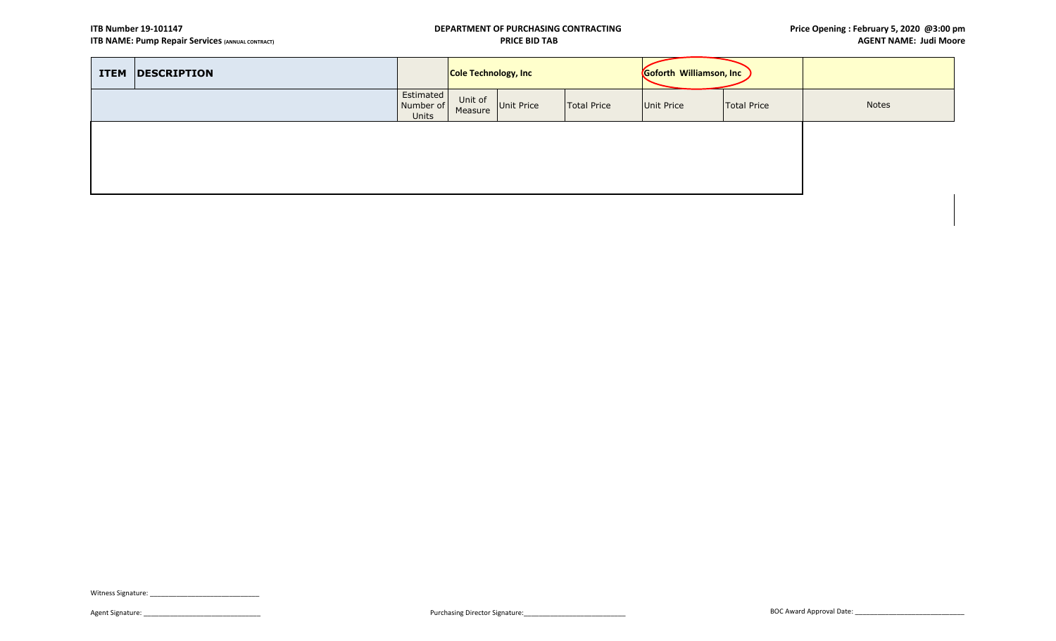ITB Number 19-101147
ITB NAME: Pump Repair Services (ANNUAL CONTRACT)

DEPARTMENT OF PURCHASING CONTRACTING
PRICE BID TAB

Price Opening : February 5, 2020 @3:00 pm
AGENT NAME: Judi Moore

| ITEM | DESCRIPTION | | Cole Technology, Inc | | | Goforth Williamson, Inc | | |
|---|---|---|---|---|---|---|---|---|
| | | Estimated Number of Units | Unit of Measure | Unit Price | Total Price | Unit Price | Total Price | Notes |

Witness Signature: ____________________________

Agent Signature: ______________________________

Purchasing Director Signature:__________________________

BOC Award Approval Date: ____________________________